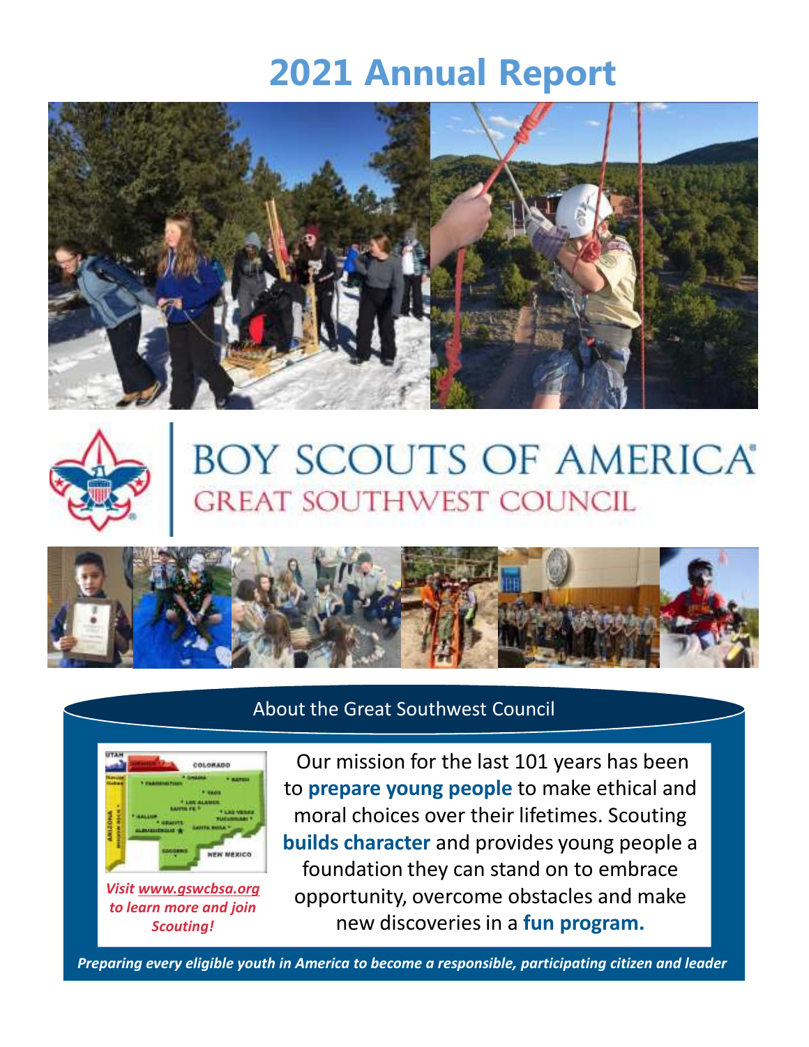# 2021 Annual Report

BOY SCOUTS OF AMERICA
GREAT SOUTHWEST COUNCIL

## About the Great Southwest Council

*Visit www.gswcbsa.org to learn more and join Scouting!*

Our mission for the last 101 years has been to **prepare young people** to make ethical and moral choices over their lifetimes. Scouting **builds character** and provides young people a foundation they can stand on to embrace opportunity, overcome obstacles and make new discoveries in a **fun program.**

***Preparing every eligible youth in America to become a responsible, participating citizen and leader***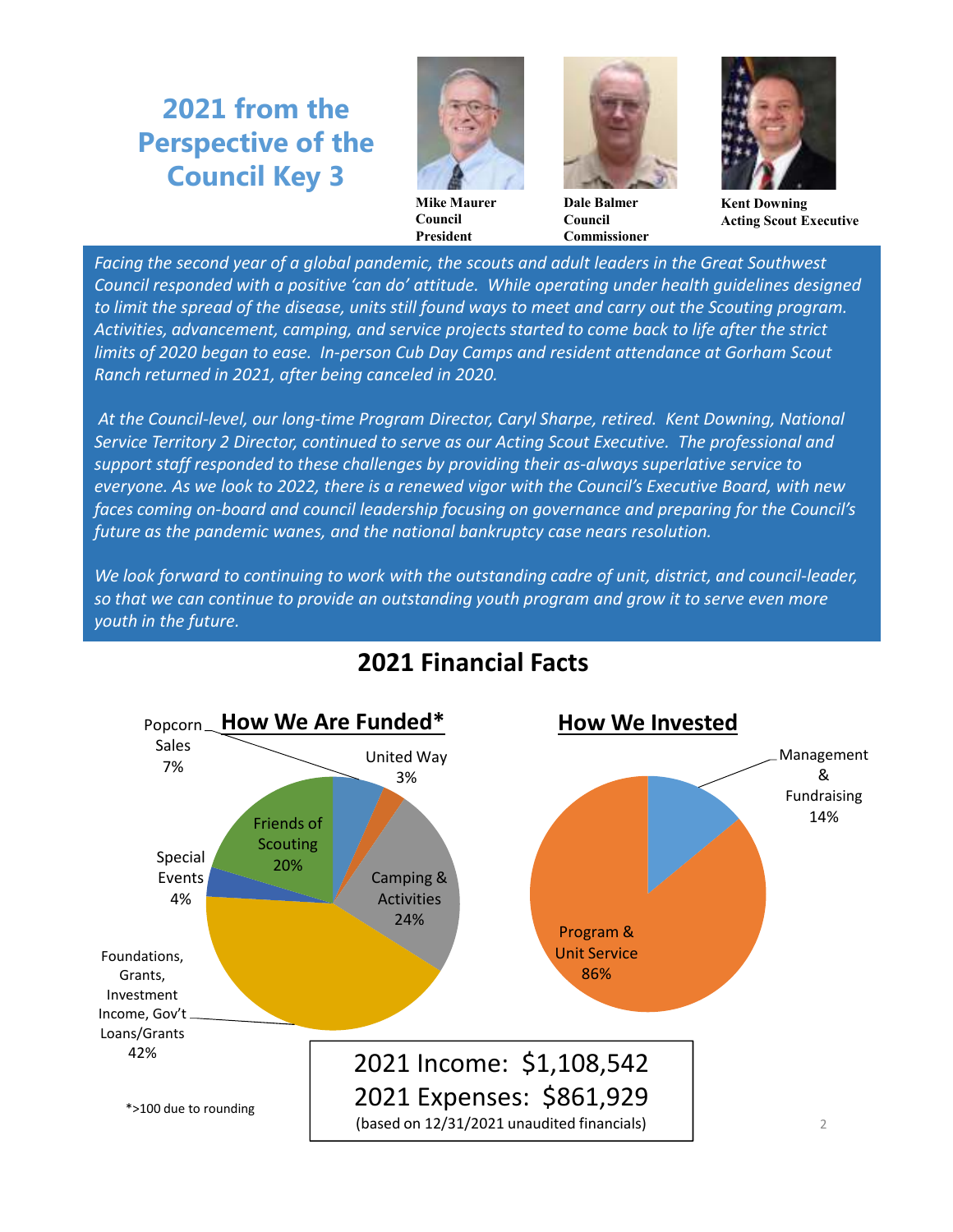# 2021 from the Perspective of the Council Key 3

**Mike Maurer**
**Council President**

**Dale Balmer**
**Council Commissioner**

**Kent Downing**
**Acting Scout Executive**

*Facing the second year of a global pandemic, the scouts and adult leaders in the Great Southwest Council responded with a positive 'can do' attitude. While operating under health guidelines designed to limit the spread of the disease, units still found ways to meet and carry out the Scouting program. Activities, advancement, camping, and service projects started to come back to life after the strict limits of 2020 began to ease. In-person Cub Day Camps and resident attendance at Gorham Scout Ranch returned in 2021, after being canceled in 2020.*

*At the Council-level, our long-time Program Director, Caryl Sharpe, retired. Kent Downing, National Service Territory 2 Director, continued to serve as our Acting Scout Executive. The professional and support staff responded to these challenges by providing their as-always superlative service to everyone. As we look to 2022, there is a renewed vigor with the Council's Executive Board, with new faces coming on-board and council leadership focusing on governance and preparing for the Council's future as the pandemic wanes, and the national bankruptcy case nears resolution.*

*We look forward to continuing to work with the outstanding cadre of unit, district, and council-leader, so that we can continue to provide an outstanding youth program and grow it to serve even more youth in the future.*

## 2021 Financial Facts

### How We Are Funded*

| Source | Percent |
|---|---|
| Popcorn Sales | 7% |
| United Way | 3% |
| Camping & Activities | 24% |
| Foundations, Grants, Investment Income, Gov't Loans/Grants | 42% |
| Special Events | 4% |
| Friends of Scouting | 20% |

*>100 due to rounding

### How We Invested

| Category | Percent |
|---|---|
| Management & Fundraising | 14% |
| Program & Unit Service | 86% |

2021 Income: $1,108,542
2021 Expenses: $861,929
(based on 12/31/2021 unaudited financials)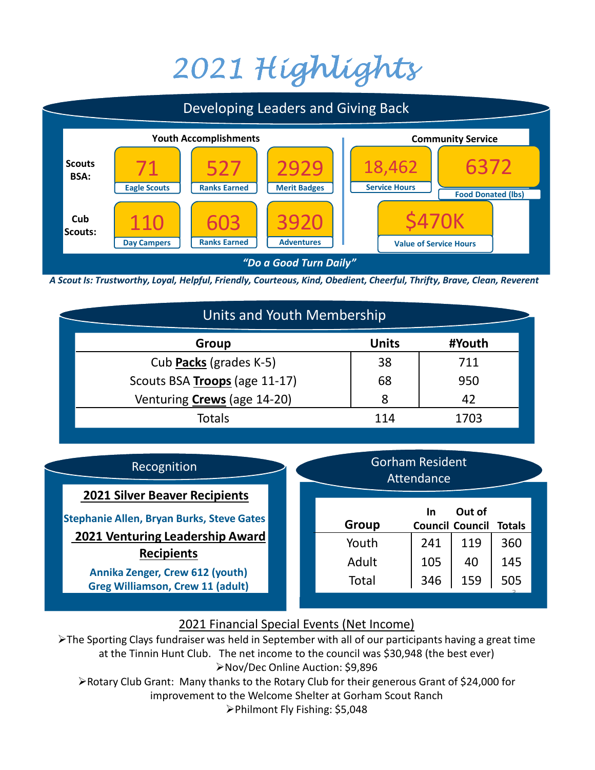# 2021 Highlights

## Developing Leaders and Giving Back

| | Youth Accomplishments | | | Community Service | |
|---|---|---|---|---|---|
| **Scouts BSA:** | 71 Eagle Scouts | 527 Ranks Earned | 2929 Merit Badges | 18,462 Service Hours | 6372 Food Donated (lbs) |
| **Cub Scouts:** | 110 Day Campers | 603 Ranks Earned | 3920 Adventures | $470K Value of Service Hours | |

***"Do a Good Turn Daily"***

***A Scout Is: Trustworthy, Loyal, Helpful, Friendly, Courteous, Kind, Obedient, Cheerful, Thrifty, Brave, Clean, Reverent***

## Units and Youth Membership

| Group | Units | #Youth |
|---|---|---|
| Cub **Packs** (grades K-5) | 38 | 711 |
| Scouts BSA **Troops** (age 11-17) | 68 | 950 |
| Venturing **Crews** (age 14-20) | 8 | 42 |
| Totals | 114 | 1703 |

## Recognition

**2021 Silver Beaver Recipients**

**Stephanie Allen, Bryan Burks, Steve Gates**

**2021 Venturing Leadership Award Recipients**

**Annika Zenger, Crew 612 (youth)**
**Greg Williamson, Crew 11 (adult)**

## Gorham Resident Attendance

| Group | In Council | Out of Council | Totals |
|---|---|---|---|
| Youth | 241 | 119 | 360 |
| Adult | 105 | 40 | 145 |
| Total | 346 | 159 | 505 |

## 2021 Financial Special Events (Net Income)

- The Sporting Clays fundraiser was held in September with all of our participants having a great time at the Tinnin Hunt Club. The net income to the council was $30,948 (the best ever)
- Nov/Dec Online Auction: $9,896
- Rotary Club Grant: Many thanks to the Rotary Club for their generous Grant of $24,000 for improvement to the Welcome Shelter at Gorham Scout Ranch
- Philmont Fly Fishing: $5,048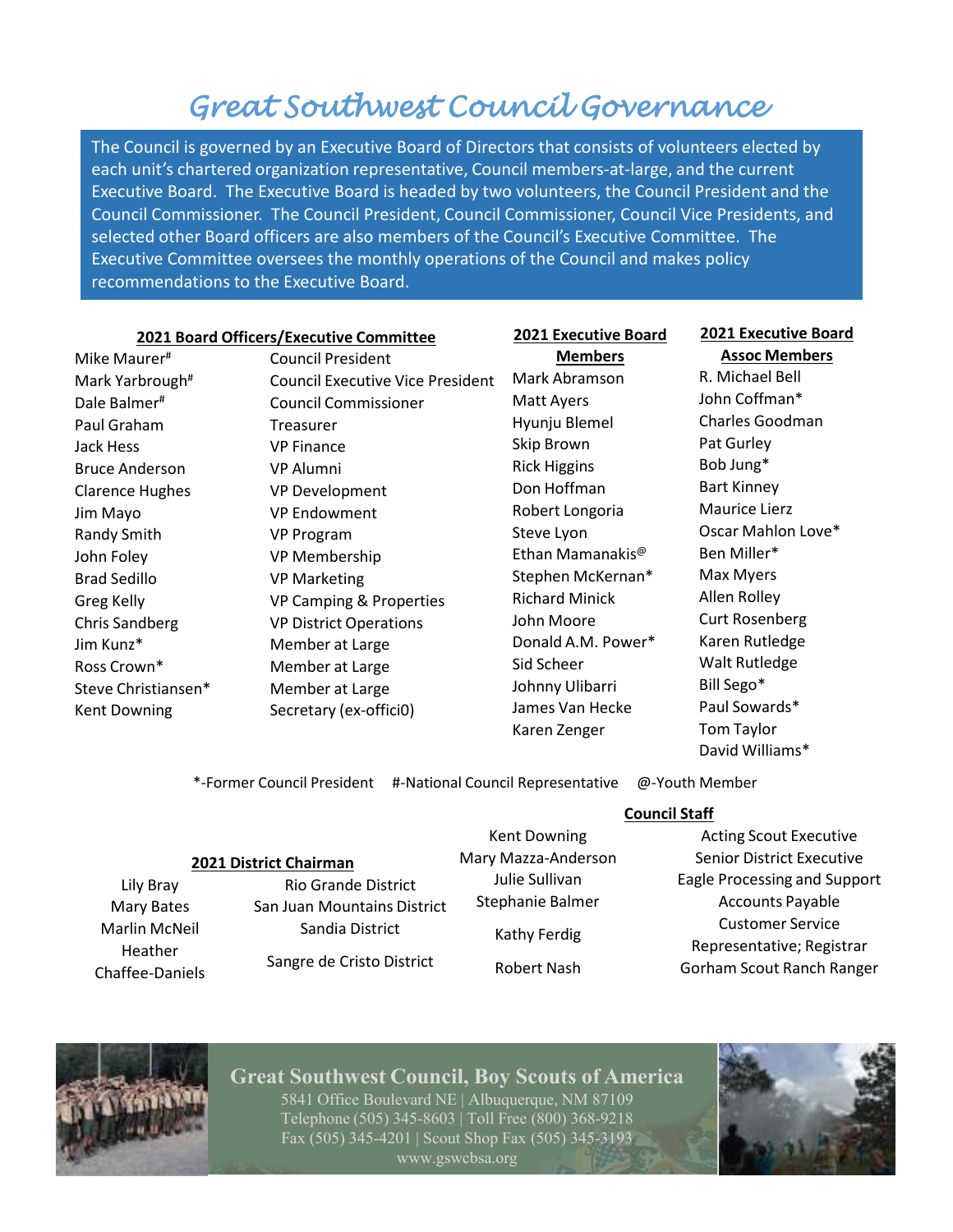# Great Southwest Council Governance

The Council is governed by an Executive Board of Directors that consists of volunteers elected by each unit's chartered organization representative, Council members-at-large, and the current Executive Board. The Executive Board is headed by two volunteers, the Council President and the Council Commissioner. The Council President, Council Commissioner, Council Vice Presidents, and selected other Board officers are also members of the Council's Executive Committee. The Executive Committee oversees the monthly operations of the Council and makes policy recommendations to the Executive Board.

## 2021 Board Officers/Executive Committee

| | |
|---|---|
| Mike Maurer# | Council President |
| Mark Yarbrough# | Council Executive Vice President |
| Dale Balmer# | Council Commissioner |
| Paul Graham | Treasurer |
| Jack Hess | VP Finance |
| Bruce Anderson | VP Alumni |
| Clarence Hughes | VP Development |
| Jim Mayo | VP Endowment |
| Randy Smith | VP Program |
| John Foley | VP Membership |
| Brad Sedillo | VP Marketing |
| Greg Kelly | VP Camping & Properties |
| Chris Sandberg | VP District Operations |
| Jim Kunz* | Member at Large |
| Ross Crown* | Member at Large |
| Steve Christiansen* | Member at Large |
| Kent Downing | Secretary (ex-offici0) |

## 2021 Executive Board Members

- Mark Abramson
- Matt Ayers
- Hyunju Blemel
- Skip Brown
- Rick Higgins
- Don Hoffman
- Robert Longoria
- Steve Lyon
- Ethan Mamanakis@
- Stephen McKernan*
- Richard Minick
- John Moore
- Donald A.M. Power*
- Sid Scheer
- Johnny Ulibarri
- James Van Hecke
- Karen Zenger

## 2021 Executive Board Assoc Members

- R. Michael Bell
- John Coffman*
- Charles Goodman
- Pat Gurley
- Bob Jung*
- Bart Kinney
- Maurice Lierz
- Oscar Mahlon Love*
- Ben Miller*
- Max Myers
- Allen Rolley
- Curt Rosenberg
- Karen Rutledge
- Walt Rutledge
- Bill Sego*
- Paul Sowards*
- Tom Taylor
- David Williams*

*-Former Council President #-National Council Representative @-Youth Member

## 2021 District Chairman

| | |
|---|---|
| Lily Bray | Rio Grande District |
| Mary Bates | San Juan Mountains District |
| Marlin McNeil | Sandia District |
| Heather Chaffee-Daniels | Sangre de Cristo District |

## Council Staff

| | |
|---|---|
| Kent Downing | Acting Scout Executive |
| Mary Mazza-Anderson | Senior District Executive |
| Julie Sullivan | Eagle Processing and Support |
| Stephanie Balmer | Accounts Payable |
| Kathy Ferdig | Customer Service Representative; Registrar |
| Robert Nash | Gorham Scout Ranch Ranger |

**Great Southwest Council, Boy Scouts of America**
5841 Office Boulevard NE | Albuquerque, NM 87109
Telephone (505) 345-8603 | Toll Free (800) 368-9218
Fax (505) 345-4201 | Scout Shop Fax (505) 345-3193
www.gswcbsa.org